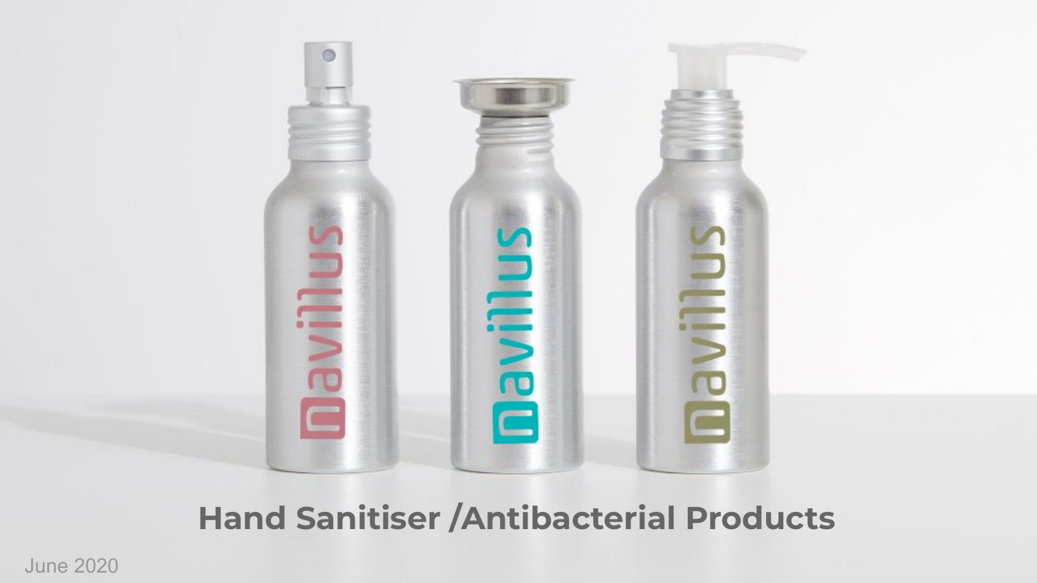# Hand Sanitiser /Antibacterial Products

June 2020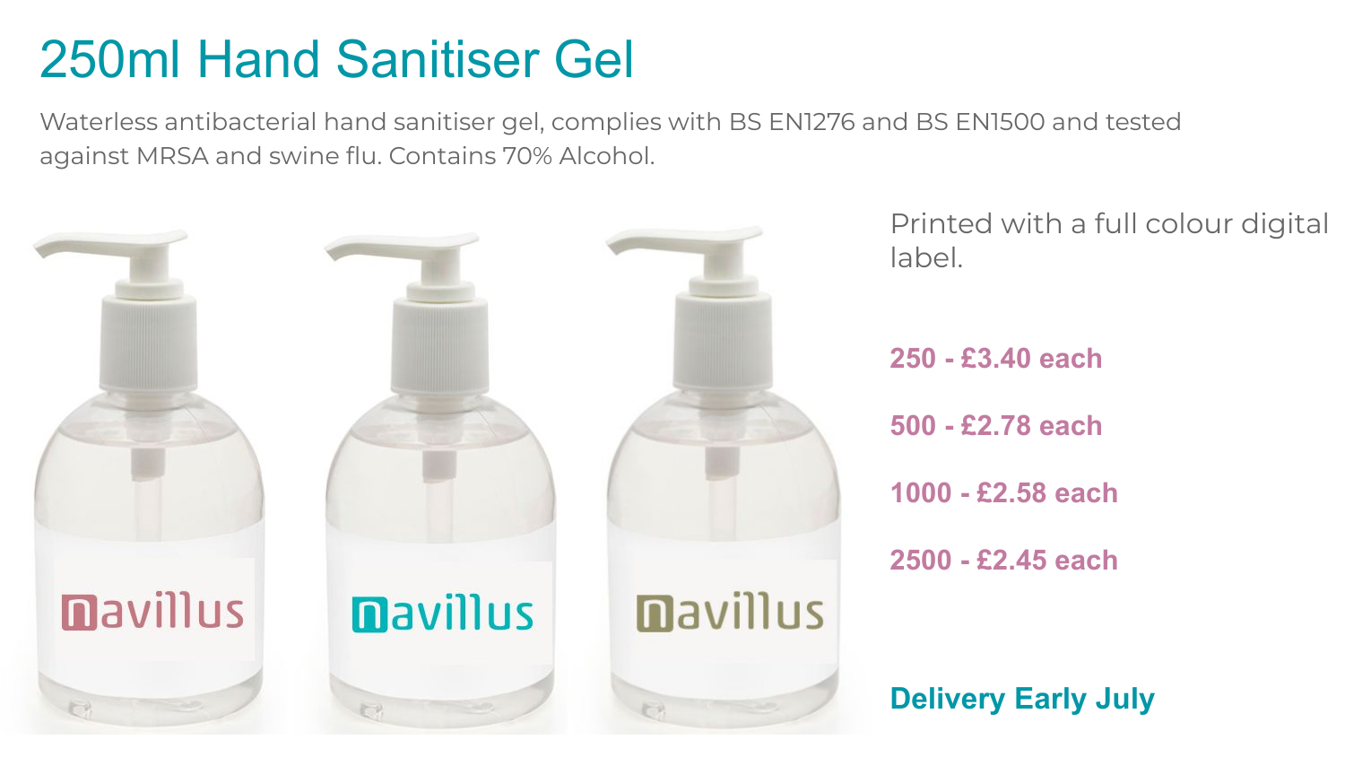# 250ml Hand Sanitiser Gel

Waterless antibacterial hand sanitiser gel, complies with BS EN1276 and BS EN1500 and tested against MRSA and swine flu. Contains 70% Alcohol.

Printed with a full colour digital label.

**250 - £3.40 each**

**500 - £2.78 each**

**1000 - £2.58 each**

**2500 - £2.45 each**

**Delivery Early July**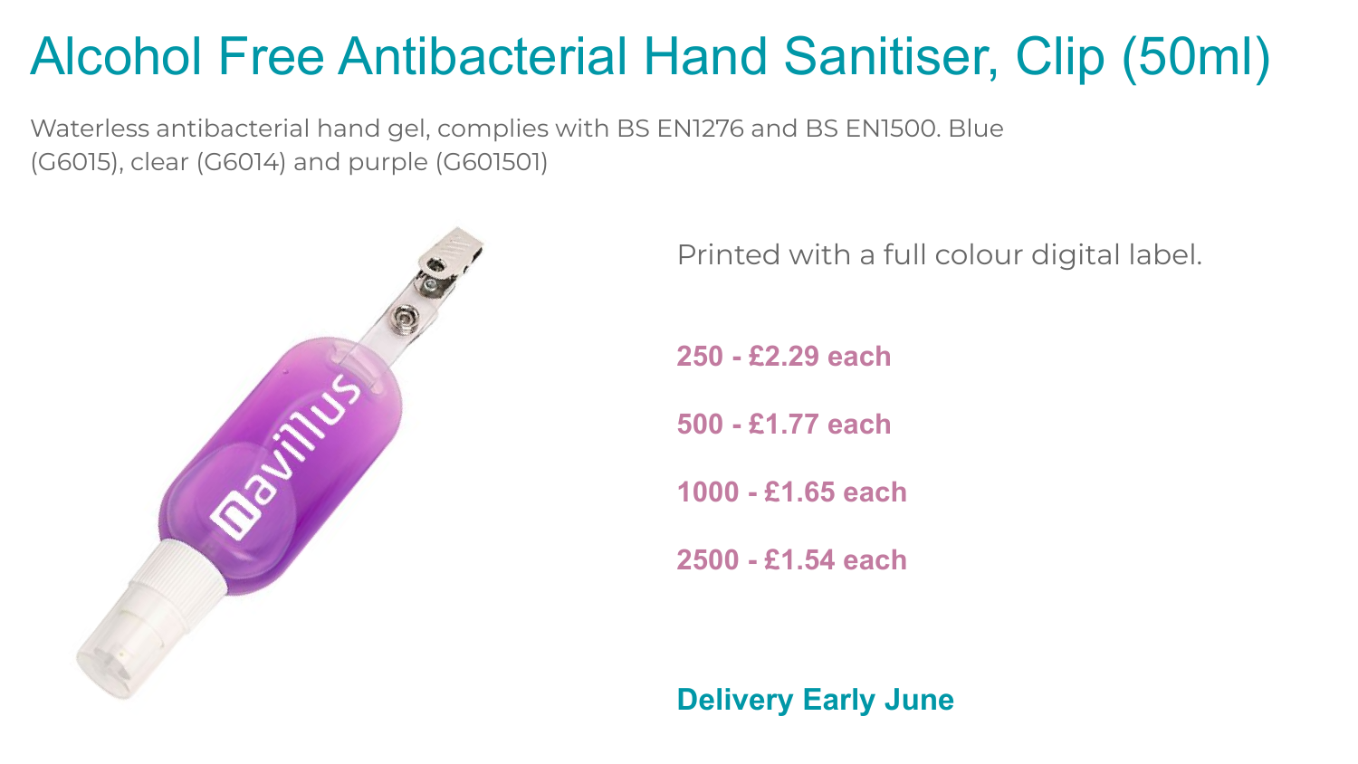# Alcohol Free Antibacterial Hand Sanitiser, Clip (50ml)

Waterless antibacterial hand gel, complies with BS EN1276 and BS EN1500. Blue (G6015), clear (G6014) and purple (G601501)

Printed with a full colour digital label.

**250 - £2.29 each**

**500 - £1.77 each**

**1000 - £1.65 each**

**2500 - £1.54 each**

**Delivery Early June**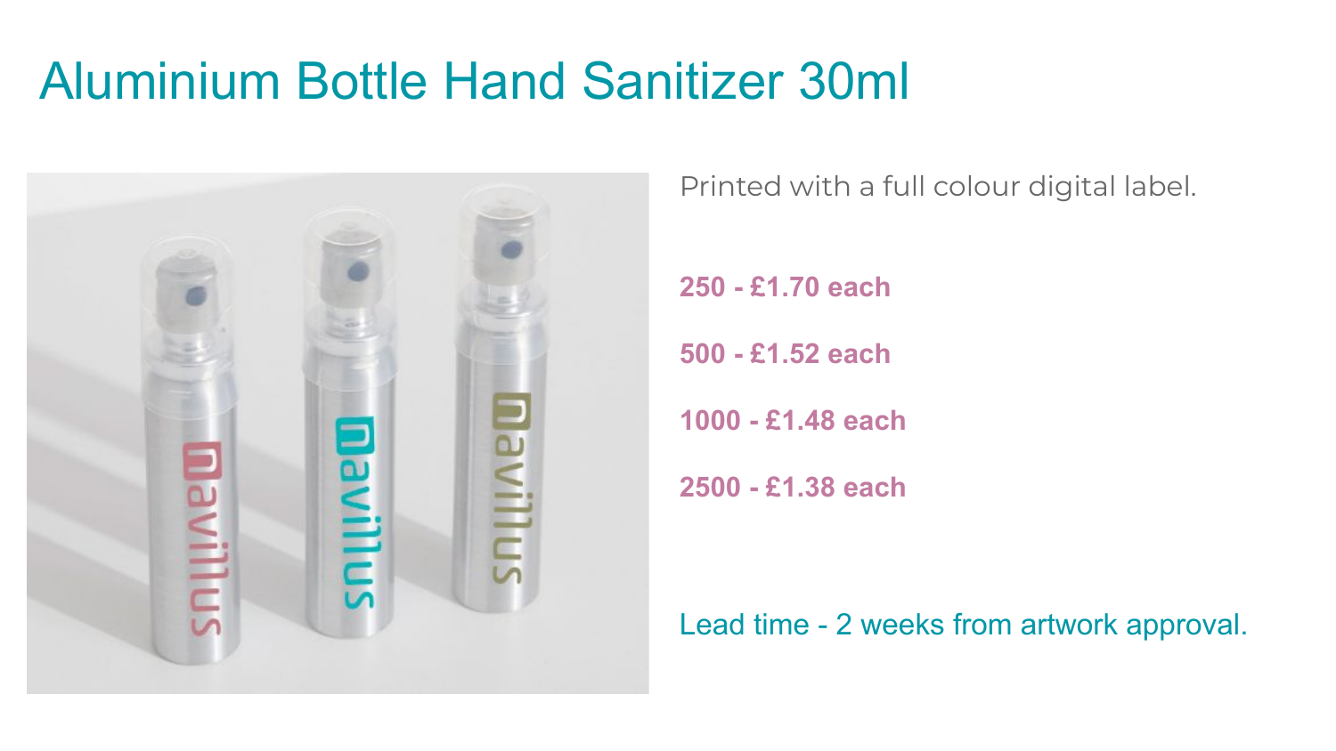# Aluminium Bottle Hand Sanitizer 30ml

Printed with a full colour digital label.

**250 - £1.70 each**

**500 - £1.52 each**

**1000 - £1.48 each**

**2500 - £1.38 each**

Lead time - 2 weeks from artwork approval.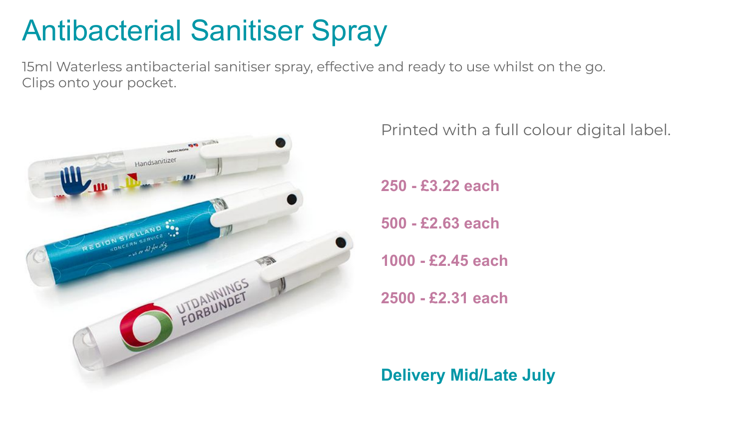# Antibacterial Sanitiser Spray

15ml Waterless antibacterial sanitiser spray, effective and ready to use whilst on the go.
Clips onto your pocket.

Printed with a full colour digital label.

**250 - £3.22 each**

**500 - £2.63 each**

**1000 - £2.45 each**

**2500 - £2.31 each**

**Delivery Mid/Late July**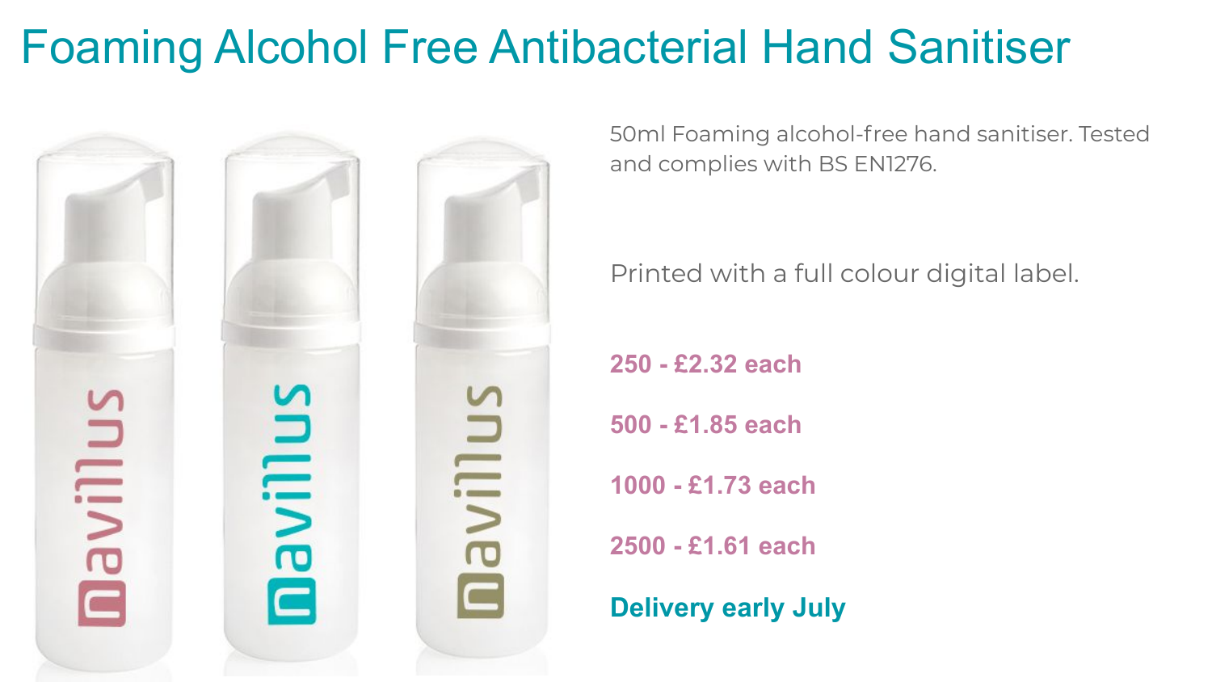# Foaming Alcohol Free Antibacterial Hand Sanitiser

50ml Foaming alcohol-free hand sanitiser. Tested and complies with BS EN1276.

Printed with a full colour digital label.

**250 - £2.32 each**

**500 - £1.85 each**

**1000 - £1.73 each**

**2500 - £1.61 each**

**Delivery early July**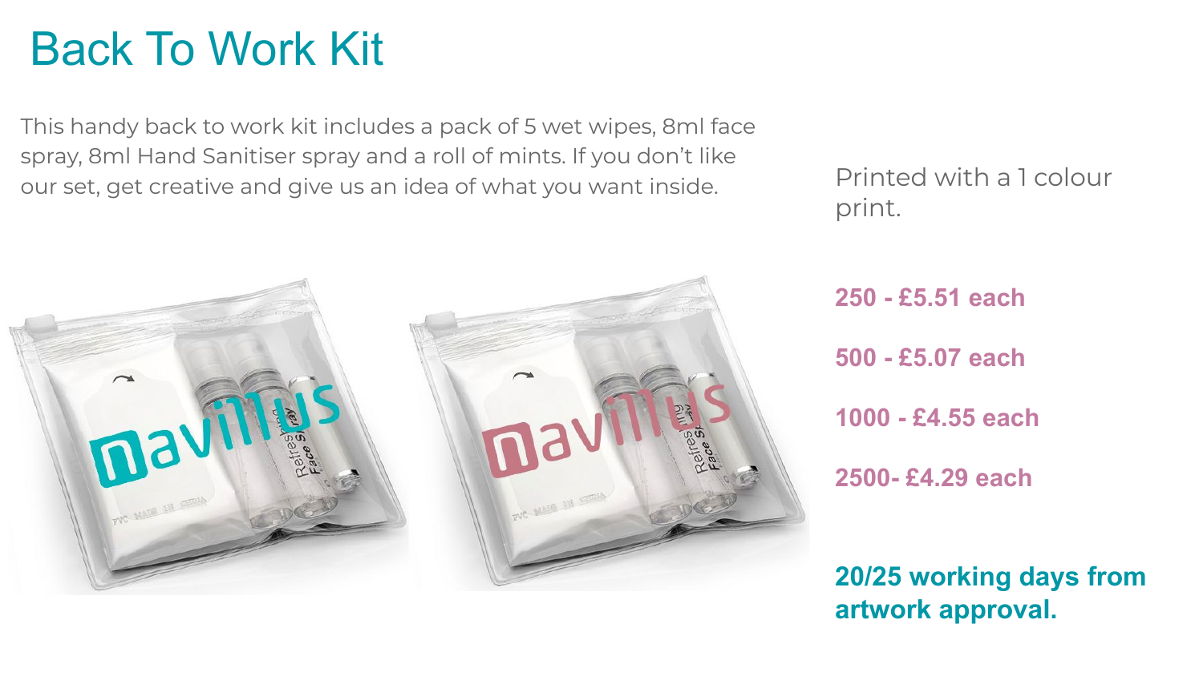# Back To Work Kit

This handy back to work kit includes a pack of 5 wet wipes, 8ml face spray, 8ml Hand Sanitiser spray and a roll of mints. If you don't like our set, get creative and give us an idea of what you want inside.

Printed with a 1 colour print.

**250 - £5.51 each**

**500 - £5.07 each**

**1000 - £4.55 each**

**2500- £4.29 each**

**20/25 working days from artwork approval.**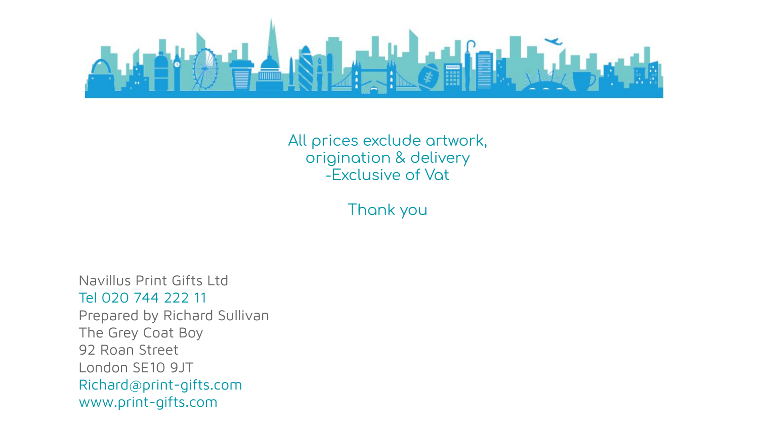All prices exclude artwork,
origination & delivery
-Exclusive of Vat

Thank you

Navillus Print Gifts Ltd
Tel 020 744 222 11
Prepared by Richard Sullivan
The Grey Coat Boy
92 Roan Street
London SE10 9JT
Richard@print-gifts.com
www.print-gifts.com